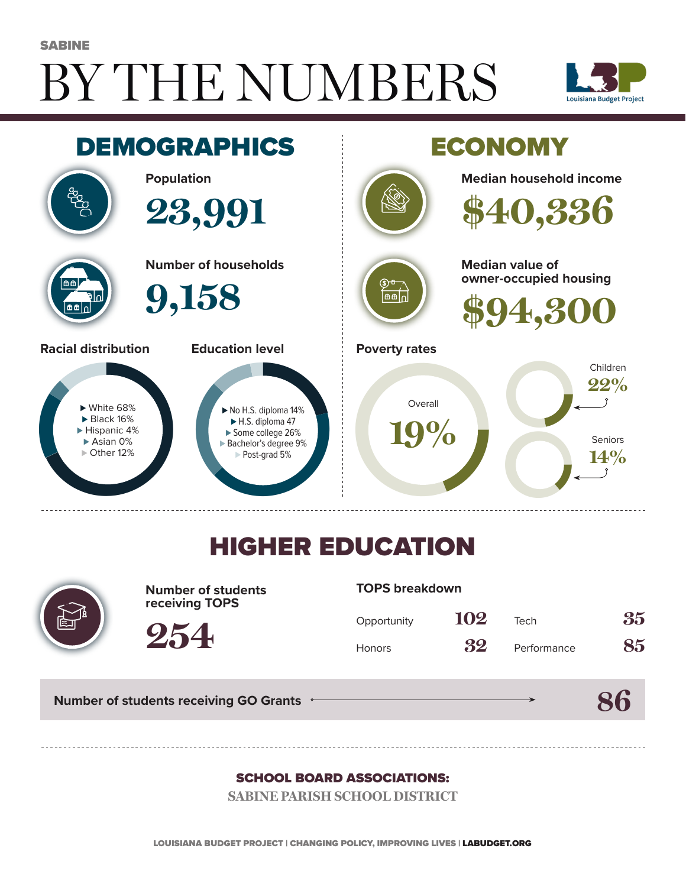SABINE

# BY THE NUMBERS

Louisiana Budget Project

## DEMOGRAPHICS

**Population**

23,991

**Number of households**

9,158

**Racial distribution**

- White 68%
- Black 16%
- Hispanic 4%
- Asian 0%
- Other 12%

**Education level**

- No H.S. diploma 14%
- H.S. diploma 47
- Some college 26%
- Bachelor's degree 9%
- Post-grad 5%

## ECONOMY

**Median household income**

$40,336

**Median value of owner-occupied housing**

$94,300

**Poverty rates**

Overall 19%

Children 22%

Seniors 14%

## HIGHER EDUCATION

**Number of students receiving TOPS**

254

**TOPS breakdown**

| Opportunity | 102 | Tech | 35 |
|---|---|---|---|
| Honors | 32 | Performance | 85 |

**Number of students receiving GO Grants** 86

**SCHOOL BOARD ASSOCIATIONS:**

SABINE PARISH SCHOOL DISTRICT

LOUISIANA BUDGET PROJECT | CHANGING POLICY, IMPROVING LIVES | LABUDGET.ORG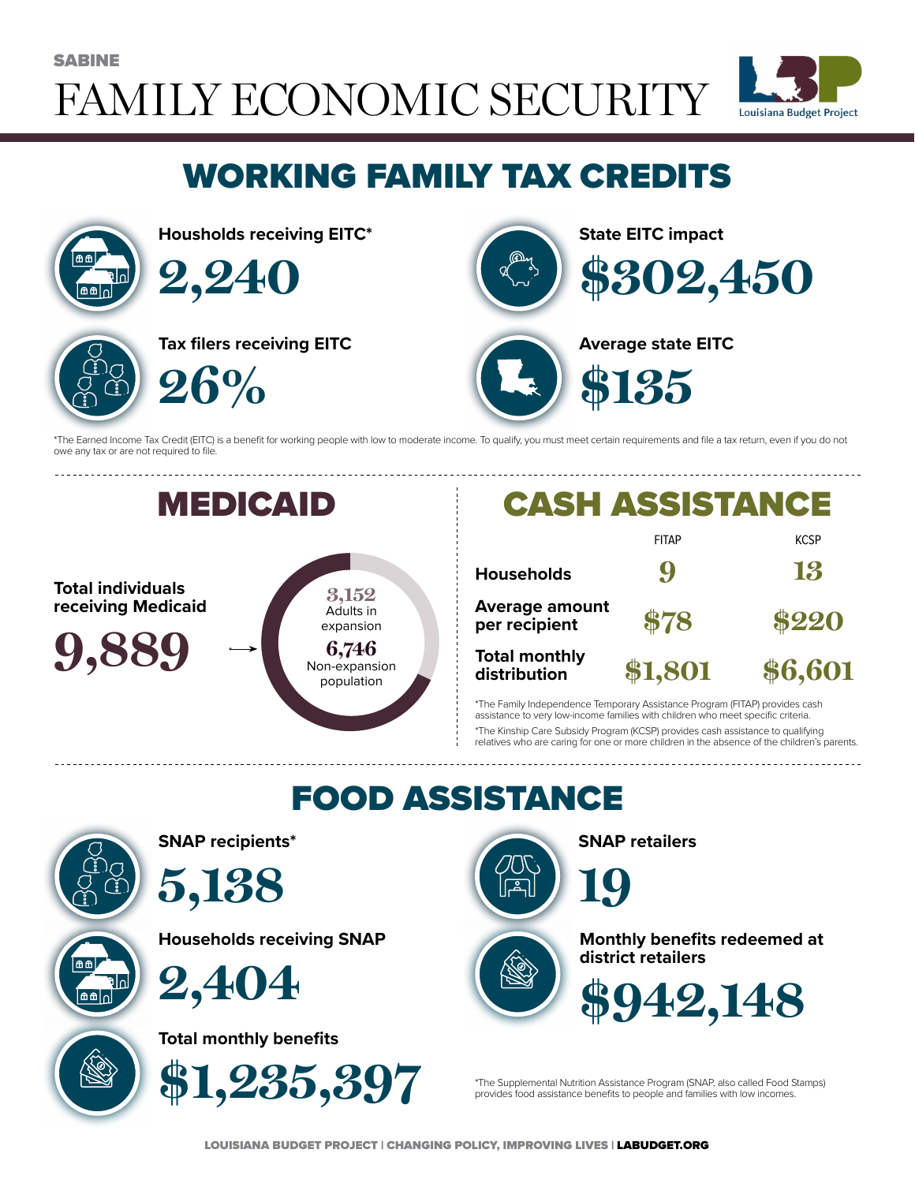SABINE

# FAMILY ECONOMIC SECURITY

Louisiana Budget Project

## WORKING FAMILY TAX CREDITS

**Households receiving EITC***

**2,240**

**Tax filers receiving EITC**

**26%**

**State EITC impact**

**$302,450**

**Average state EITC**

**$135**

*The Earned Income Tax Credit (EITC) is a benefit for working people with low to moderate income. To qualify, you must meet certain requirements and file a tax return, even if you do not owe any tax or are not required to file.

## MEDICAID

**Total individuals receiving Medicaid**

**9,889**

3,152
Adults in expansion

6,746
Non-expansion population

## CASH ASSISTANCE

| | FITAP | KCSP |
|---|---|---|
| Households | 9 | 13 |
| Average amount per recipient | $78 | $220 |
| Total monthly distribution | $1,801 | $6,601 |

*The Family Independence Temporary Assistance Program (FITAP) provides cash assistance to very low-income families with children who meet specific criteria.

*The Kinship Care Subsidy Program (KCSP) provides cash assistance to qualifying relatives who are caring for one or more children in the absence of the children's parents.

## FOOD ASSISTANCE

**SNAP recipients***

**5,138**

**Households receiving SNAP**

**2,404**

**Total monthly benefits**

**$1,235,397**

**SNAP retailers**

**19**

**Monthly benefits redeemed at district retailers**

**$942,148**

*The Supplemental Nutrition Assistance Program (SNAP, also called Food Stamps) provides food assistance benefits to people and families with low incomes.

LOUISIANA BUDGET PROJECT | CHANGING POLICY, IMPROVING LIVES | LABUDGET.ORG